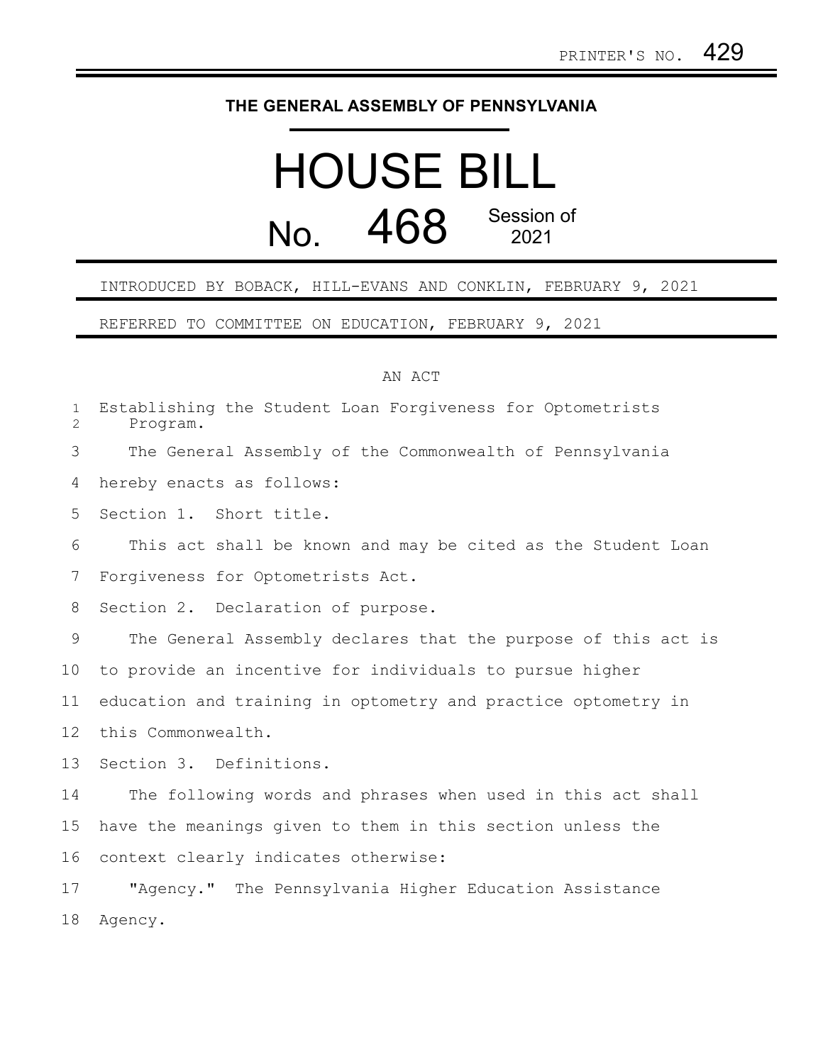PRINTER'S NO. 429

# THE GENERAL ASSEMBLY OF PENNSYLVANIA

# HOUSE BILL No. 468 Session of 2021

INTRODUCED BY BOBACK, HILL-EVANS AND CONKLIN, FEBRUARY 9, 2021

REFERRED TO COMMITTEE ON EDUCATION, FEBRUARY 9, 2021

AN ACT

Establishing the Student Loan Forgiveness for Optometrists Program.

The General Assembly of the Commonwealth of Pennsylvania hereby enacts as follows:

Section 1. Short title.

This act shall be known and may be cited as the Student Loan Forgiveness for Optometrists Act.

Section 2. Declaration of purpose.

The General Assembly declares that the purpose of this act is to provide an incentive for individuals to pursue higher education and training in optometry and practice optometry in this Commonwealth.

Section 3. Definitions.

The following words and phrases when used in this act shall have the meanings given to them in this section unless the context clearly indicates otherwise:

"Agency." The Pennsylvania Higher Education Assistance Agency.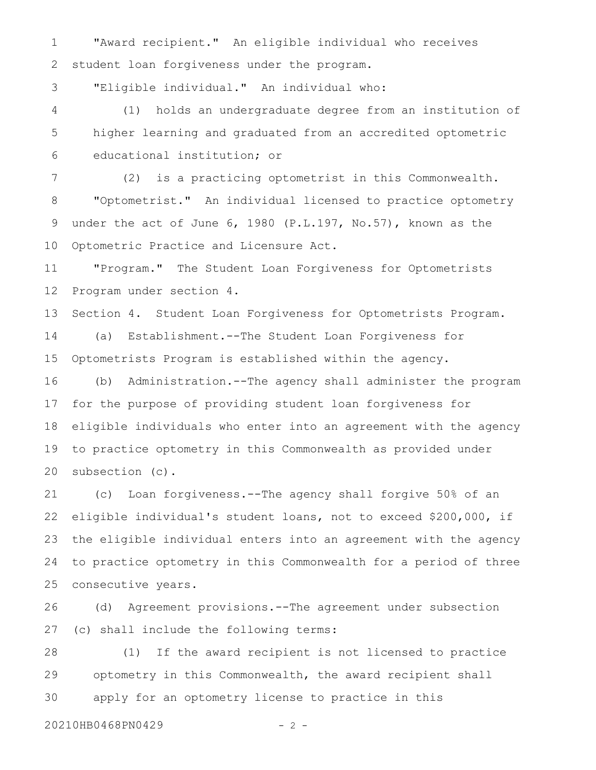"Award recipient." An eligible individual who receives student loan forgiveness under the program.

"Eligible individual." An individual who:

(1) holds an undergraduate degree from an institution of higher learning and graduated from an accredited optometric educational institution; or

(2) is a practicing optometrist in this Commonwealth.

"Optometrist." An individual licensed to practice optometry under the act of June 6, 1980 (P.L.197, No.57), known as the Optometric Practice and Licensure Act.

"Program." The Student Loan Forgiveness for Optometrists Program under section 4.

Section 4. Student Loan Forgiveness for Optometrists Program.

(a) Establishment.--The Student Loan Forgiveness for Optometrists Program is established within the agency.

(b) Administration.--The agency shall administer the program for the purpose of providing student loan forgiveness for eligible individuals who enter into an agreement with the agency to practice optometry in this Commonwealth as provided under subsection (c).

(c) Loan forgiveness.--The agency shall forgive 50% of an eligible individual's student loans, not to exceed $200,000, if the eligible individual enters into an agreement with the agency to practice optometry in this Commonwealth for a period of three consecutive years.

(d) Agreement provisions.--The agreement under subsection (c) shall include the following terms:

(1) If the award recipient is not licensed to practice optometry in this Commonwealth, the award recipient shall apply for an optometry license to practice in this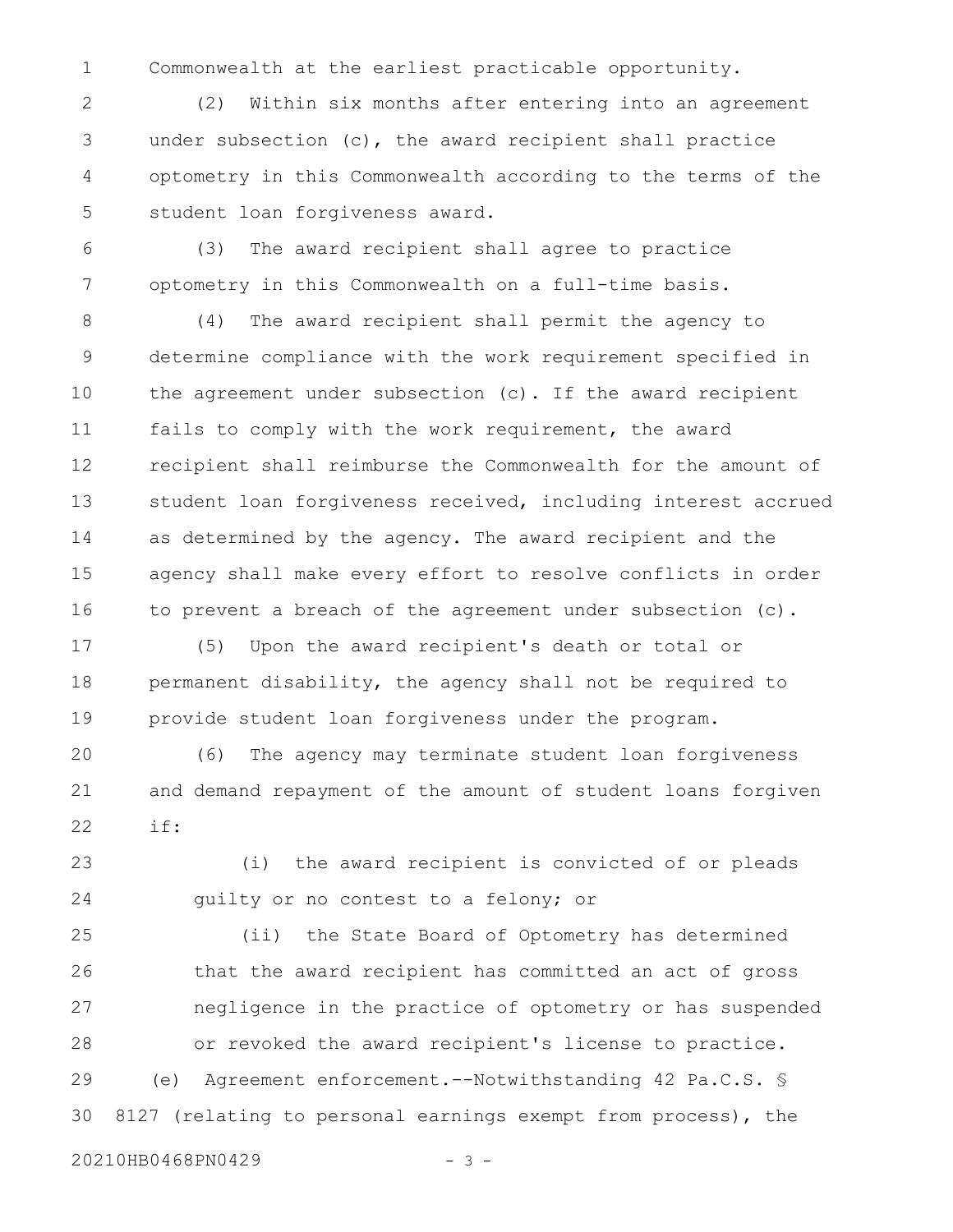Commonwealth at the earliest practicable opportunity.

(2) Within six months after entering into an agreement under subsection (c), the award recipient shall practice optometry in this Commonwealth according to the terms of the student loan forgiveness award.

(3) The award recipient shall agree to practice optometry in this Commonwealth on a full-time basis.

(4) The award recipient shall permit the agency to determine compliance with the work requirement specified in the agreement under subsection (c). If the award recipient fails to comply with the work requirement, the award recipient shall reimburse the Commonwealth for the amount of student loan forgiveness received, including interest accrued as determined by the agency. The award recipient and the agency shall make every effort to resolve conflicts in order to prevent a breach of the agreement under subsection (c).

(5) Upon the award recipient's death or total or permanent disability, the agency shall not be required to provide student loan forgiveness under the program.

(6) The agency may terminate student loan forgiveness and demand repayment of the amount of student loans forgiven if:

(i) the award recipient is convicted of or pleads guilty or no contest to a felony; or

(ii) the State Board of Optometry has determined that the award recipient has committed an act of gross negligence in the practice of optometry or has suspended or revoked the award recipient's license to practice.

(e) Agreement enforcement.--Notwithstanding 42 Pa.C.S. § 8127 (relating to personal earnings exempt from process), the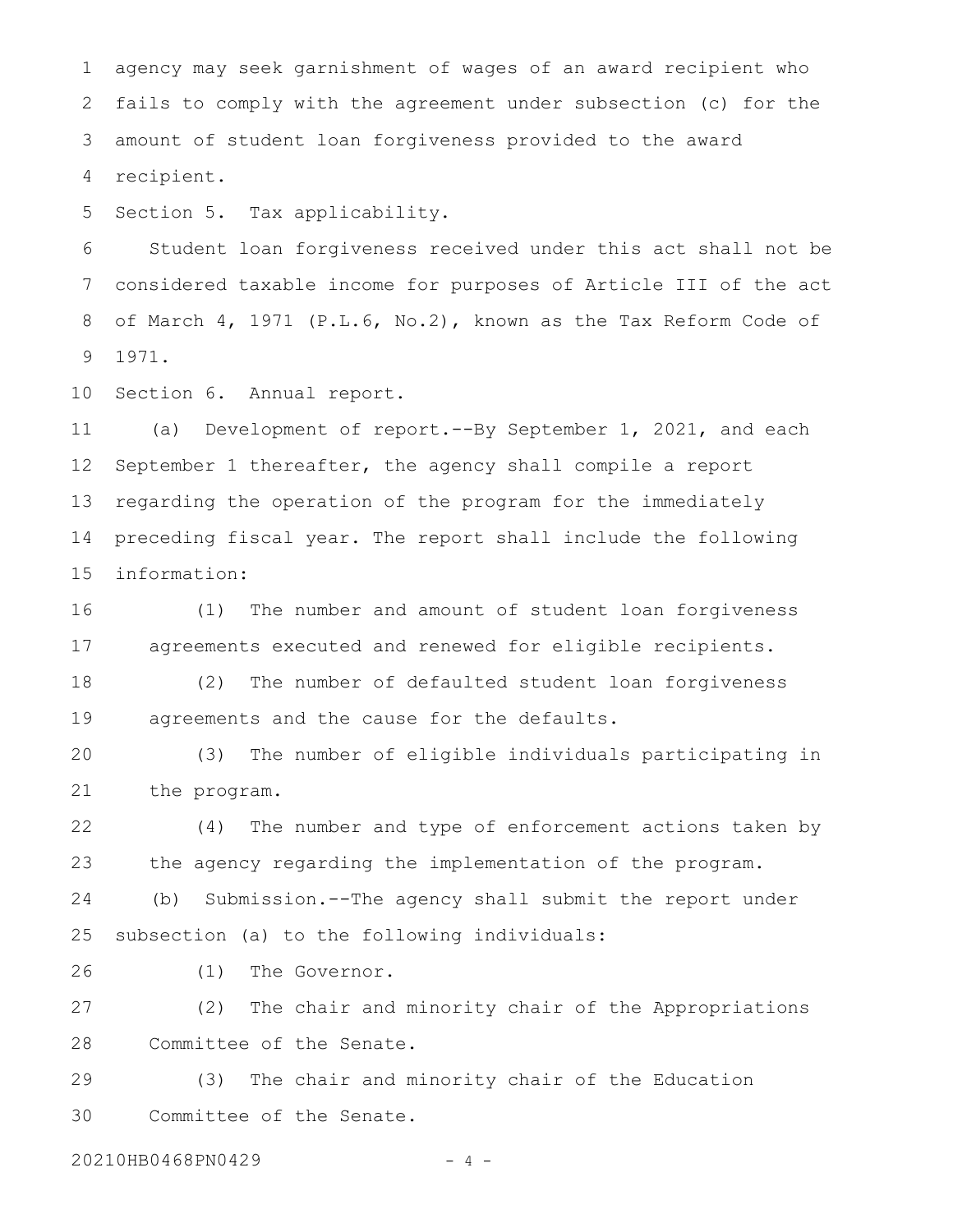agency may seek garnishment of wages of an award recipient who fails to comply with the agreement under subsection (c) for the amount of student loan forgiveness provided to the award recipient.

Section 5. Tax applicability.

Student loan forgiveness received under this act shall not be considered taxable income for purposes of Article III of the act of March 4, 1971 (P.L.6, No.2), known as the Tax Reform Code of 1971.

Section 6. Annual report.

(a) Development of report.--By September 1, 2021, and each September 1 thereafter, the agency shall compile a report regarding the operation of the program for the immediately preceding fiscal year. The report shall include the following information:

(1) The number and amount of student loan forgiveness agreements executed and renewed for eligible recipients.

(2) The number of defaulted student loan forgiveness agreements and the cause for the defaults.

(3) The number of eligible individuals participating in the program.

(4) The number and type of enforcement actions taken by the agency regarding the implementation of the program.

(b) Submission.--The agency shall submit the report under subsection (a) to the following individuals:

(1) The Governor.

(2) The chair and minority chair of the Appropriations Committee of the Senate.

(3) The chair and minority chair of the Education Committee of the Senate.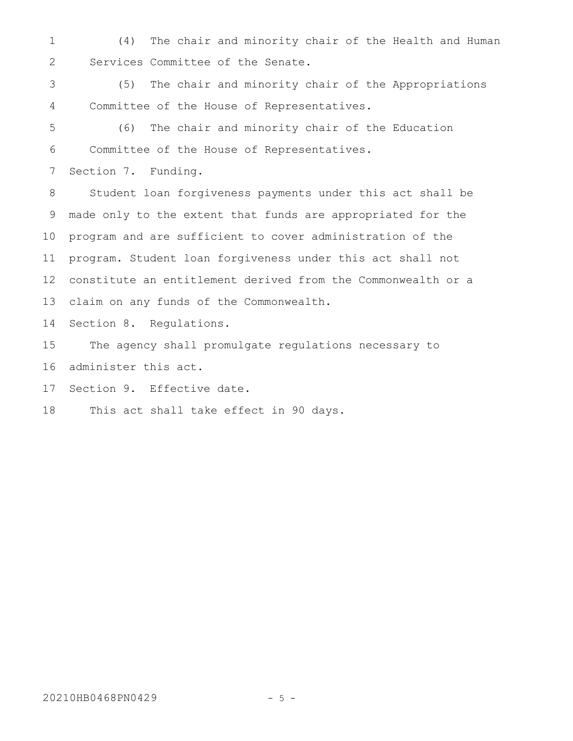(4) The chair and minority chair of the Health and Human Services Committee of the Senate.

(5) The chair and minority chair of the Appropriations Committee of the House of Representatives.

(6) The chair and minority chair of the Education Committee of the House of Representatives.

Section 7. Funding.

Student loan forgiveness payments under this act shall be made only to the extent that funds are appropriated for the program and are sufficient to cover administration of the program. Student loan forgiveness under this act shall not constitute an entitlement derived from the Commonwealth or a claim on any funds of the Commonwealth.

Section 8. Regulations.

The agency shall promulgate regulations necessary to administer this act.

Section 9. Effective date.

This act shall take effect in 90 days.